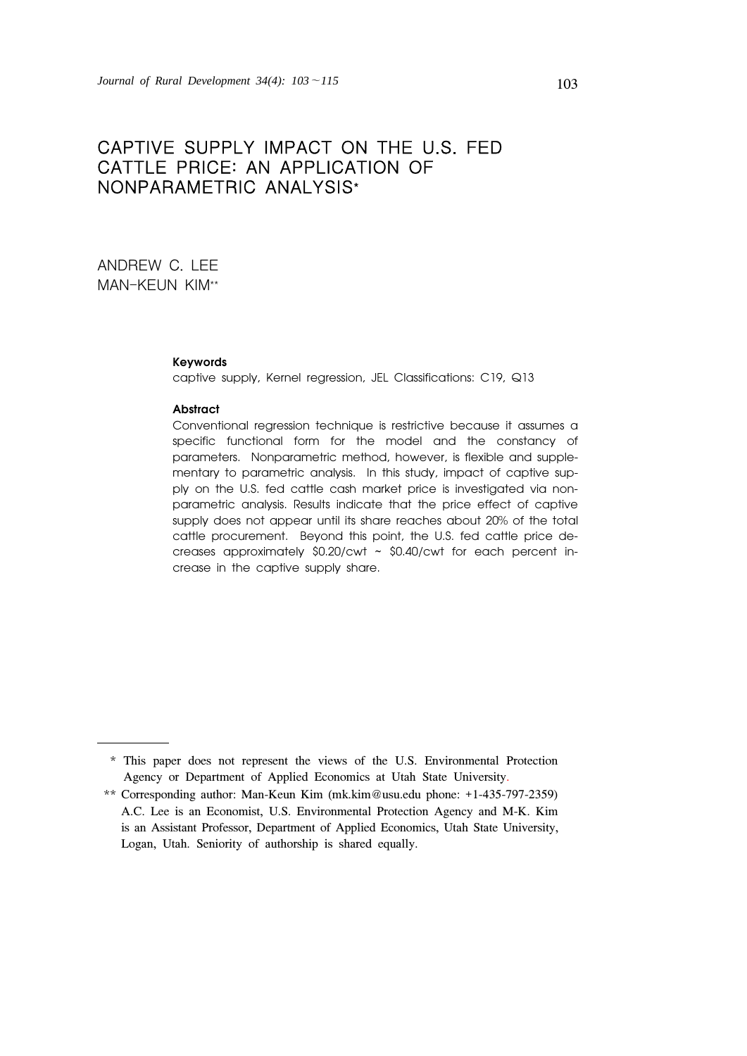# CAPTIVE SUPPLY IMPACT ON THE U.S. FED CATTLE PRICE: AN APPLICATION OF NONPARAMETRIC ANALYSIS*

ANDREW C. LEE
MAN-KEUN KIM**

**Keywords**
captive supply, Kernel regression, JEL Classifications: C19, Q13

**Abstract**
Conventional regression technique is restrictive because it assumes a specific functional form for the model and the constancy of parameters. Nonparametric method, however, is flexible and supplementary to parametric analysis. In this study, impact of captive supply on the U.S. fed cattle cash market price is investigated via nonparametric analysis. Results indicate that the price effect of captive supply does not appear until its share reaches about 20% of the total cattle procurement. Beyond this point, the U.S. fed cattle price decreases approximately \$0.20/cwt ~ \$0.40/cwt for each percent increase in the captive supply share.

---

\* This paper does not represent the views of the U.S. Environmental Protection Agency or Department of Applied Economics at Utah State University.

\*\* Corresponding author: Man-Keun Kim (mk.kim@usu.edu phone: +1-435-797-2359) A.C. Lee is an Economist, U.S. Environmental Protection Agency and M-K. Kim is an Assistant Professor, Department of Applied Economics, Utah State University, Logan, Utah. Seniority of authorship is shared equally.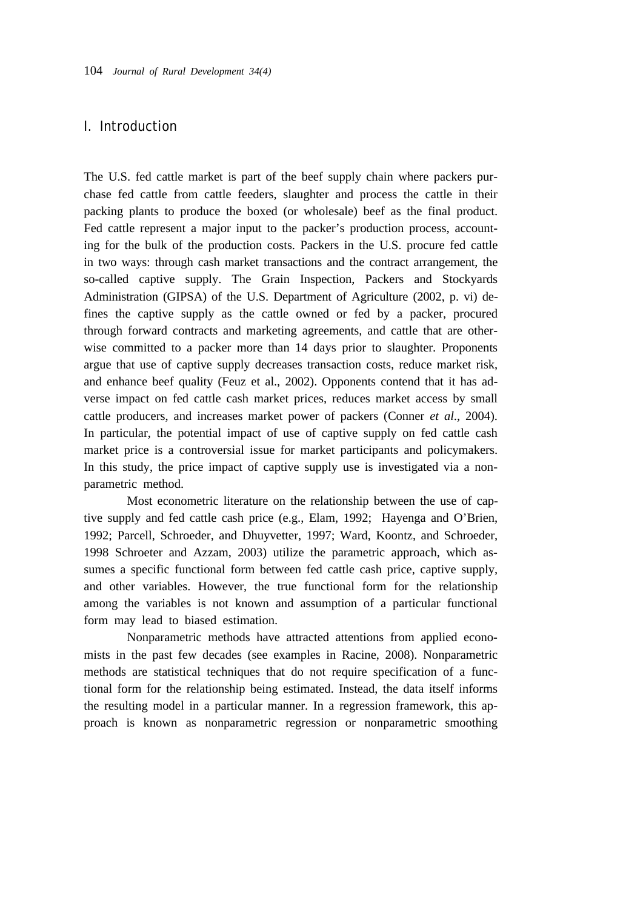## I. Introduction

The U.S. fed cattle market is part of the beef supply chain where packers purchase fed cattle from cattle feeders, slaughter and process the cattle in their packing plants to produce the boxed (or wholesale) beef as the final product. Fed cattle represent a major input to the packer's production process, accounting for the bulk of the production costs. Packers in the U.S. procure fed cattle in two ways: through cash market transactions and the contract arrangement, the so-called captive supply. The Grain Inspection, Packers and Stockyards Administration (GIPSA) of the U.S. Department of Agriculture (2002, p. vi) defines the captive supply as the cattle owned or fed by a packer, procured through forward contracts and marketing agreements, and cattle that are otherwise committed to a packer more than 14 days prior to slaughter. Proponents argue that use of captive supply decreases transaction costs, reduce market risk, and enhance beef quality (Feuz et al., 2002). Opponents contend that it has adverse impact on fed cattle cash market prices, reduces market access by small cattle producers, and increases market power of packers (Conner *et al*., 2004). In particular, the potential impact of use of captive supply on fed cattle cash market price is a controversial issue for market participants and policymakers. In this study, the price impact of captive supply use is investigated via a nonparametric method.

Most econometric literature on the relationship between the use of captive supply and fed cattle cash price (e.g., Elam, 1992; Hayenga and O'Brien, 1992; Parcell, Schroeder, and Dhuyvetter, 1997; Ward, Koontz, and Schroeder, 1998 Schroeter and Azzam, 2003) utilize the parametric approach, which assumes a specific functional form between fed cattle cash price, captive supply, and other variables. However, the true functional form for the relationship among the variables is not known and assumption of a particular functional form may lead to biased estimation.

Nonparametric methods have attracted attentions from applied economists in the past few decades (see examples in Racine, 2008). Nonparametric methods are statistical techniques that do not require specification of a functional form for the relationship being estimated. Instead, the data itself informs the resulting model in a particular manner. In a regression framework, this approach is known as nonparametric regression or nonparametric smoothing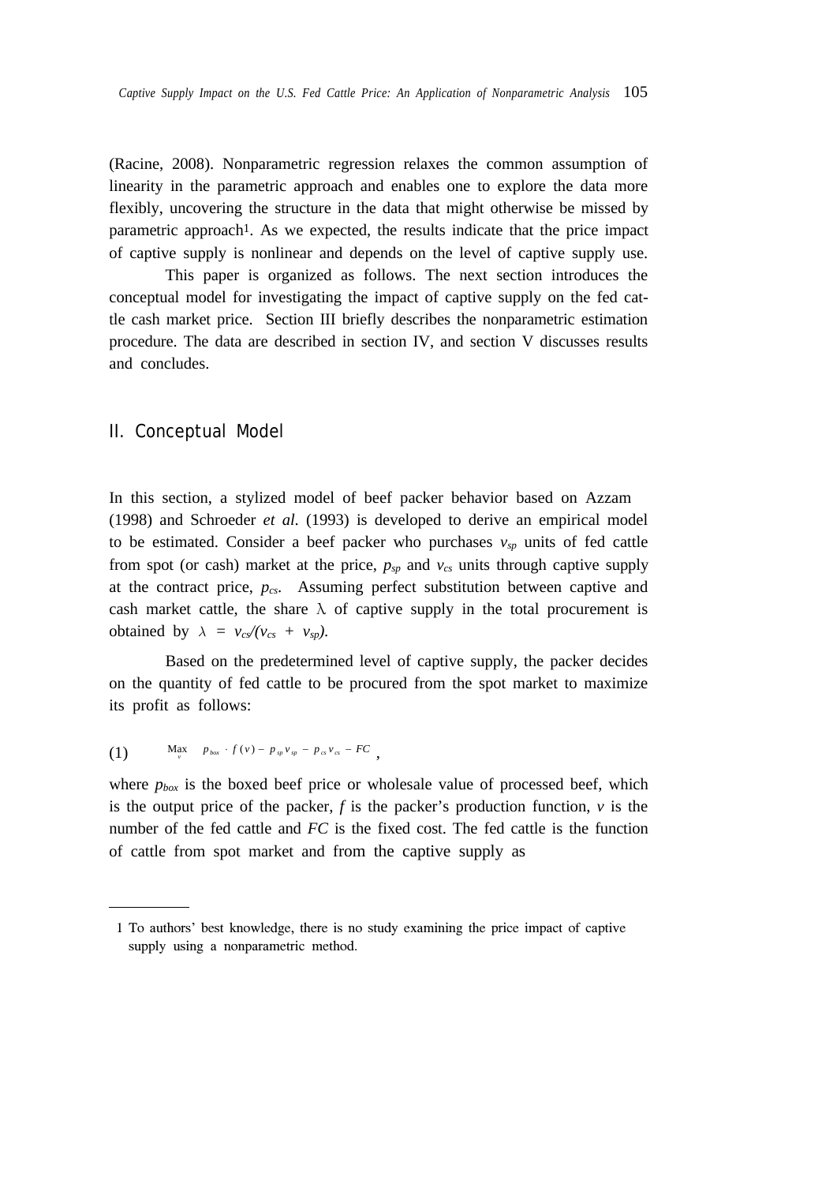(Racine, 2008). Nonparametric regression relaxes the common assumption of linearity in the parametric approach and enables one to explore the data more flexibly, uncovering the structure in the data that might otherwise be missed by parametric approach[1]. As we expected, the results indicate that the price impact of captive supply is nonlinear and depends on the level of captive supply use.

This paper is organized as follows. The next section introduces the conceptual model for investigating the impact of captive supply on the fed cattle cash market price. Section III briefly describes the nonparametric estimation procedure. The data are described in section IV, and section V discusses results and concludes.

## II. Conceptual Model

In this section, a stylized model of beef packer behavior based on Azzam (1998) and Schroeder *et al.* (1993) is developed to derive an empirical model to be estimated. Consider a beef packer who purchases $v_{sp}$ units of fed cattle from spot (or cash) market at the price, $p_{sp}$ and $v_{cs}$ units through captive supply at the contract price, $p_{cs}$. Assuming perfect substitution between captive and cash market cattle, the share $\lambda$ of captive supply in the total procurement is obtained by $\lambda = v_{cs}/(v_{cs} + v_{sp})$.

Based on the predetermined level of captive supply, the packer decides on the quantity of fed cattle to be procured from the spot market to maximize its profit as follows:

$$(1) \qquad \underset{v}{\text{Max}} \quad p_{box} \cdot f(v) - p_{sp} v_{sp} - p_{cs} v_{cs} - FC \ ,$$

where $p_{box}$ is the boxed beef price or wholesale value of processed beef, which is the output price of the packer, $f$ is the packer's production function, $v$ is the number of the fed cattle and $FC$ is the fixed cost. The fed cattle is the function of cattle from spot market and from the captive supply as

---

1 To authors' best knowledge, there is no study examining the price impact of captive supply using a nonparametric method.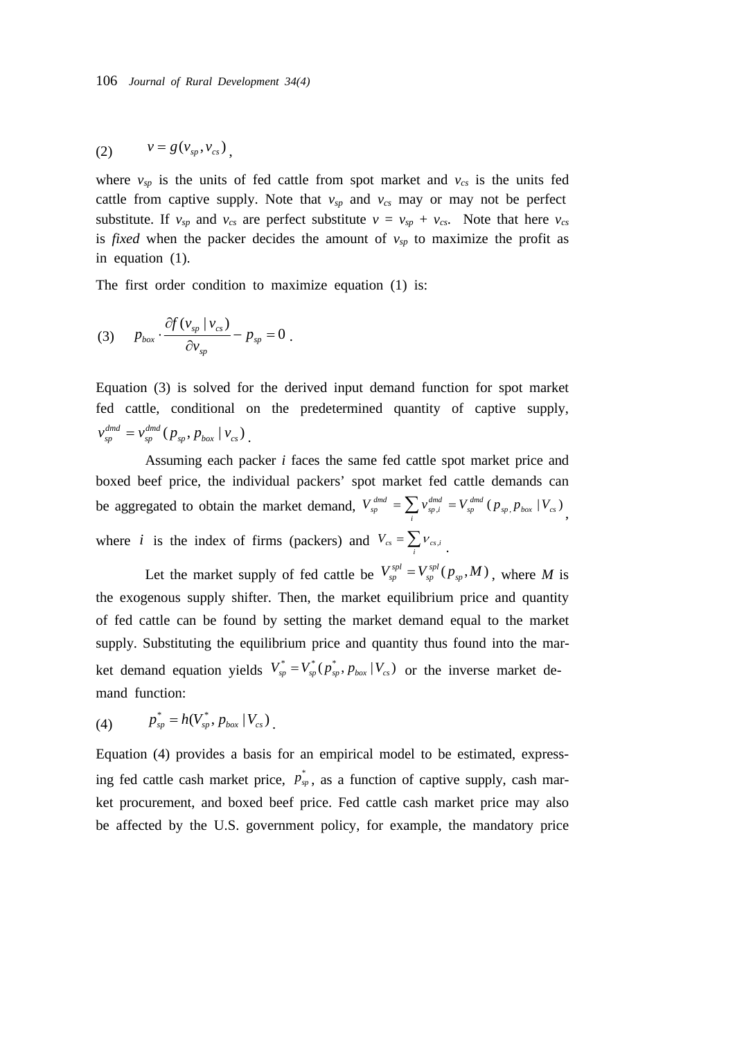$$(2) \qquad v = g(v_{sp}, v_{cs}),$$

where $v_{sp}$ is the units of fed cattle from spot market and $v_{cs}$ is the units fed cattle from captive supply. Note that $v_{sp}$ and $v_{cs}$ may or may not be perfect substitute. If $v_{sp}$ and $v_{cs}$ are perfect substitute $v = v_{sp} + v_{cs}$. Note that here $v_{cs}$ is *fixed* when the packer decides the amount of $v_{sp}$ to maximize the profit as in equation (1).

The first order condition to maximize equation (1) is:

$$(3) \qquad p_{box} \cdot \frac{\partial f(v_{sp} \mid v_{cs})}{\partial v_{sp}} - p_{sp} = 0 .$$

Equation (3) is solved for the derived input demand function for spot market fed cattle, conditional on the predetermined quantity of captive supply, $v_{sp}^{dmd} = v_{sp}^{dmd}(p_{sp}, p_{box} \mid v_{cs})$.

Assuming each packer $i$ faces the same fed cattle spot market price and boxed beef price, the individual packers' spot market fed cattle demands can be aggregated to obtain the market demand, $V_{sp}^{dmd} = \sum_i v_{sp,i}^{dmd} = V_{sp}^{dmd}(p_{sp}, p_{box} \mid V_{cs})$, where $i$ is the index of firms (packers) and $V_{cs} = \sum_i v_{cs,i}$.

Let the market supply of fed cattle be $V_{sp}^{spl} = V_{sp}^{spl}(p_{sp}, M)$, where $M$ is the exogenous supply shifter. Then, the market equilibrium price and quantity of fed cattle can be found by setting the market demand equal to the market supply. Substituting the equilibrium price and quantity thus found into the market demand equation yields $V_{sp}^{*} = V_{sp}^{*}(p_{sp}^{*}, p_{box} \mid V_{cs})$ or the inverse market demand function:

$$(4) \qquad p_{sp}^{*} = h(V_{sp}^{*}, p_{box} \mid V_{cs}) .$$

Equation (4) provides a basis for an empirical model to be estimated, expressing fed cattle cash market price, $p_{sp}^{*}$, as a function of captive supply, cash market procurement, and boxed beef price. Fed cattle cash market price may also be affected by the U.S. government policy, for example, the mandatory price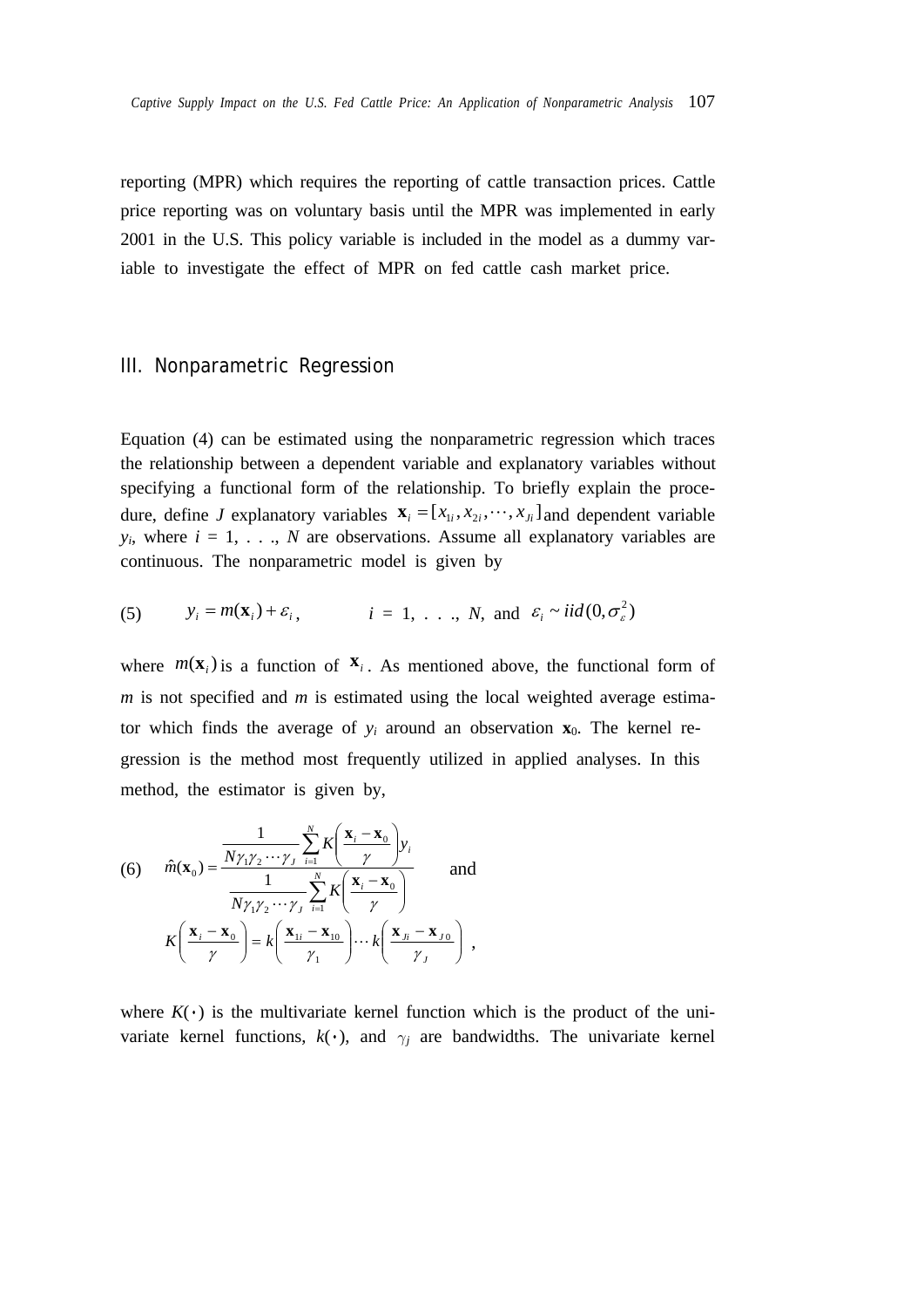reporting (MPR) which requires the reporting of cattle transaction prices. Cattle price reporting was on voluntary basis until the MPR was implemented in early 2001 in the U.S. This policy variable is included in the model as a dummy variable to investigate the effect of MPR on fed cattle cash market price.

## III. Nonparametric Regression

Equation (4) can be estimated using the nonparametric regression which traces the relationship between a dependent variable and explanatory variables without specifying a functional form of the relationship. To briefly explain the procedure, define *J* explanatory variables $\mathbf{x}_i = [x_{1i}, x_{2i}, \cdots, x_{Ji}]$ and dependent variable $y_i$, where $i$ = 1, . . ., $N$ are observations. Assume all explanatory variables are continuous. The nonparametric model is given by

$$(5) \qquad y_i = m(\mathbf{x}_i) + \varepsilon_i, \qquad i = 1, \ldots, N, \text{ and } \varepsilon_i \sim iid(0, \sigma_\varepsilon^2)$$

where $m(\mathbf{x}_i)$ is a function of $\mathbf{x}_i$. As mentioned above, the functional form of $m$ is not specified and $m$ is estimated using the local weighted average estimator which finds the average of $y_i$ around an observation $\mathbf{x}_0$. The kernel regression is the method most frequently utilized in applied analyses. In this method, the estimator is given by,

$$(6) \qquad \hat{m}(\mathbf{x}_0) = \frac{\frac{1}{N\gamma_1\gamma_2\cdots\gamma_J}\sum_{i=1}^{N} K\left(\frac{\mathbf{x}_i - \mathbf{x}_0}{\gamma}\right) y_i}{\frac{1}{N\gamma_1\gamma_2\cdots\gamma_J}\sum_{i=1}^{N} K\left(\frac{\mathbf{x}_i - \mathbf{x}_0}{\gamma}\right)} \qquad \text{and}$$

$$K\left(\frac{\mathbf{x}_i - \mathbf{x}_0}{\gamma}\right) = k\left(\frac{\mathbf{x}_{1i} - \mathbf{x}_{10}}{\gamma_1}\right)\cdots k\left(\frac{\mathbf{x}_{Ji} - \mathbf{x}_{J0}}{\gamma_J}\right),$$

where $K(\cdot)$ is the multivariate kernel function which is the product of the univariate kernel functions, $k(\cdot)$, and $\gamma_j$ are bandwidths. The univariate kernel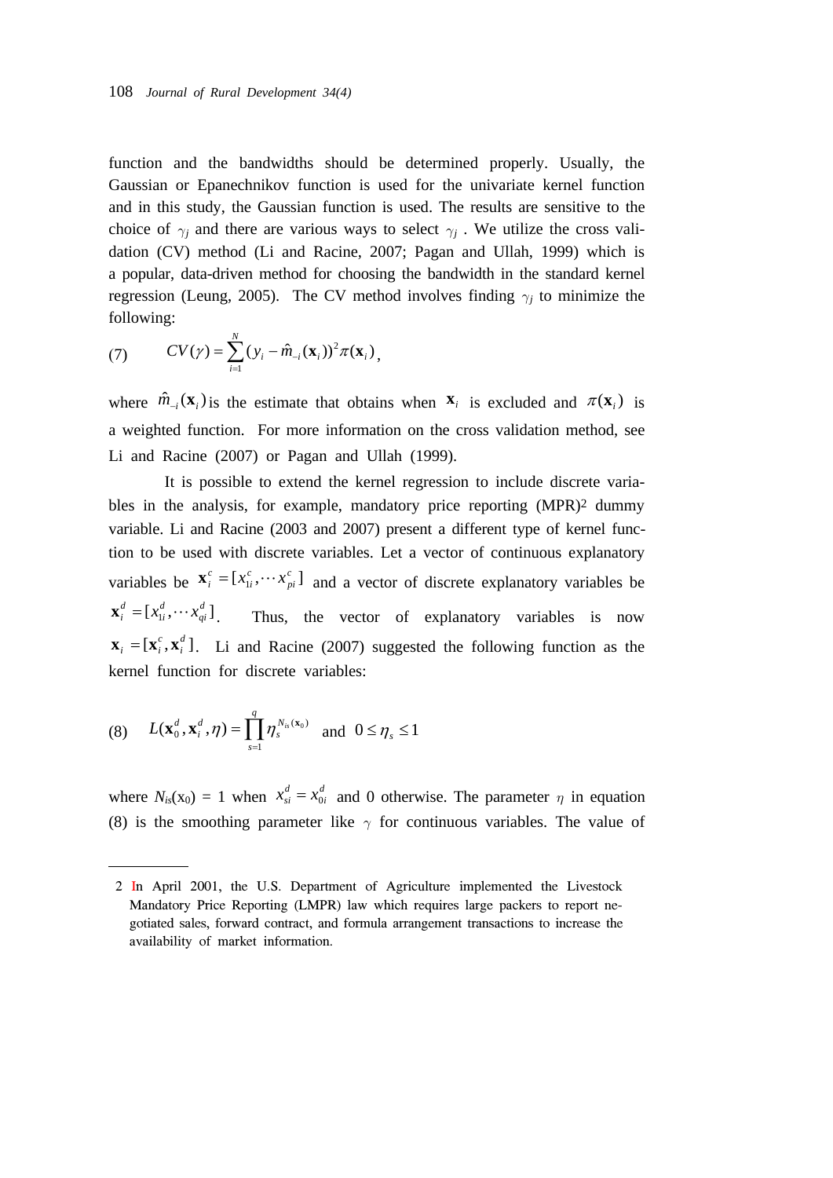function and the bandwidths should be determined properly. Usually, the Gaussian or Epanechnikov function is used for the univariate kernel function and in this study, the Gaussian function is used. The results are sensitive to the choice of $\gamma_j$ and there are various ways to select $\gamma_j$ . We utilize the cross validation (CV) method (Li and Racine, 2007; Pagan and Ullah, 1999) which is a popular, data-driven method for choosing the bandwidth in the standard kernel regression (Leung, 2005). The CV method involves finding $\gamma_j$ to minimize the following:

$$CV(\gamma) = \sum_{i=1}^{N} (y_i - \hat{m}_{-i}(\mathbf{x}_i))^2 \pi(\mathbf{x}_i) \quad (7)$$

where $\hat{m}_{-i}(\mathbf{x}_i)$ is the estimate that obtains when $\mathbf{x}_i$ is excluded and $\pi(\mathbf{x}_i)$ is a weighted function. For more information on the cross validation method, see Li and Racine (2007) or Pagan and Ullah (1999).

It is possible to extend the kernel regression to include discrete variables in the analysis, for example, mandatory price reporting (MPR)[2] dummy variable. Li and Racine (2003 and 2007) present a different type of kernel function to be used with discrete variables. Let a vector of continuous explanatory variables be $\mathbf{x}_i^c = [x_{1i}^c, \cdots x_{pi}^c]$ and a vector of discrete explanatory variables be $\mathbf{x}_i^d = [x_{1i}^d, \cdots x_{qi}^d]$. Thus, the vector of explanatory variables is now $\mathbf{x}_i = [\mathbf{x}_i^c, \mathbf{x}_i^d]$. Li and Racine (2007) suggested the following function as the kernel function for discrete variables:

$$L(\mathbf{x}_0^d, \mathbf{x}_i^d, \eta) = \prod_{s=1}^{q} \eta_s^{N_{is}(\mathbf{x}_0)} \quad \text{and} \quad 0 \le \eta_s \le 1 \quad (8)$$

where $N_{is}(\mathrm{x}_0)$ = 1 when $x_{si}^d = x_{0i}^d$ and 0 otherwise. The parameter $\eta$ in equation (8) is the smoothing parameter like $\gamma$ for continuous variables. The value of

---

2 In April 2001, the U.S. Department of Agriculture implemented the Livestock Mandatory Price Reporting (LMPR) law which requires large packers to report negotiated sales, forward contract, and formula arrangement transactions to increase the availability of market information.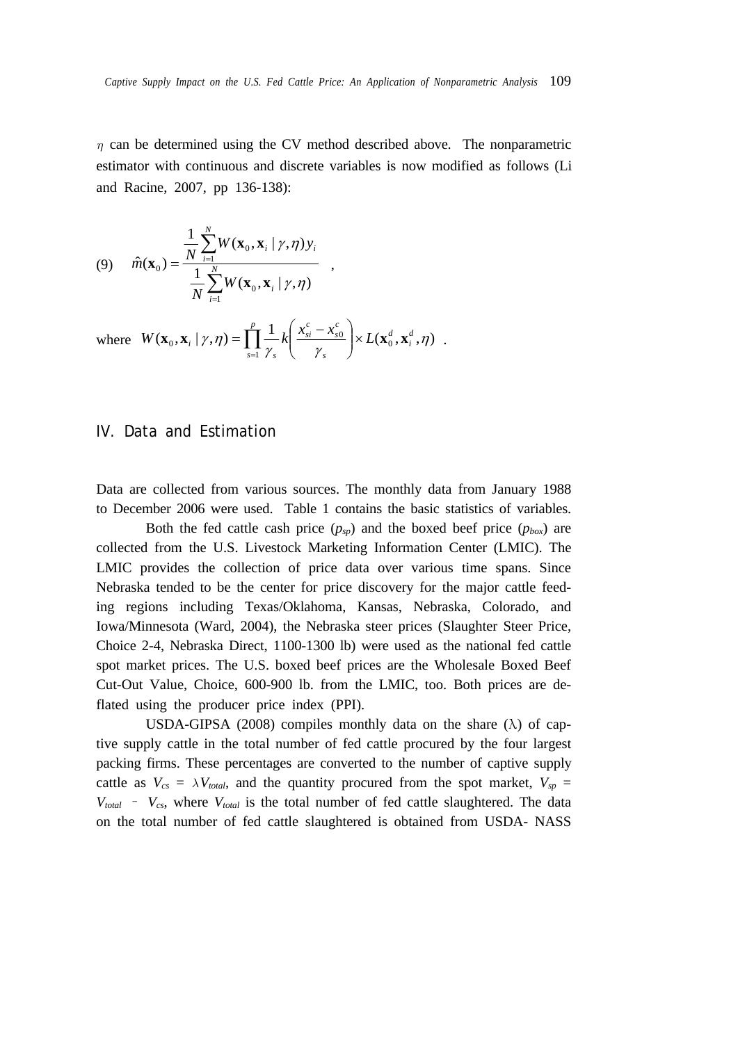$\eta$ can be determined using the CV method described above. The nonparametric estimator with continuous and discrete variables is now modified as follows (Li and Racine, 2007, pp 136-138):

$$
(9) \quad \hat{m}(\mathbf{x}_0) = \frac{\frac{1}{N}\sum_{i=1}^{N} W(\mathbf{x}_0, \mathbf{x}_i \mid \gamma, \eta) y_i}{\frac{1}{N}\sum_{i=1}^{N} W(\mathbf{x}_0, \mathbf{x}_i \mid \gamma, \eta)} \quad ,
$$

where $W(\mathbf{x}_0, \mathbf{x}_i \mid \gamma, \eta) = \prod_{s=1}^{p} \frac{1}{\gamma_s} k\left(\frac{x_{si}^c - x_{s0}^c}{\gamma_s}\right) \times L(\mathbf{x}_0^d, \mathbf{x}_i^d, \eta)$ .

## IV. Data and Estimation

Data are collected from various sources. The monthly data from January 1988 to December 2006 were used. Table 1 contains the basic statistics of variables.

Both the fed cattle cash price ($p_{sp}$) and the boxed beef price ($p_{box}$) are collected from the U.S. Livestock Marketing Information Center (LMIC). The LMIC provides the collection of price data over various time spans. Since Nebraska tended to be the center for price discovery for the major cattle feeding regions including Texas/Oklahoma, Kansas, Nebraska, Colorado, and Iowa/Minnesota (Ward, 2004), the Nebraska steer prices (Slaughter Steer Price, Choice 2-4, Nebraska Direct, 1100-1300 lb) were used as the national fed cattle spot market prices. The U.S. boxed beef prices are the Wholesale Boxed Beef Cut-Out Value, Choice, 600-900 lb. from the LMIC, too. Both prices are deflated using the producer price index (PPI).

USDA-GIPSA (2008) compiles monthly data on the share ($\lambda$) of captive supply cattle in the total number of fed cattle procured by the four largest packing firms. These percentages are converted to the number of captive supply cattle as $V_{cs} = \lambda V_{total}$, and the quantity procured from the spot market, $V_{sp} = V_{total} - V_{cs}$, where $V_{total}$ is the total number of fed cattle slaughtered. The data on the total number of fed cattle slaughtered is obtained from USDA- NASS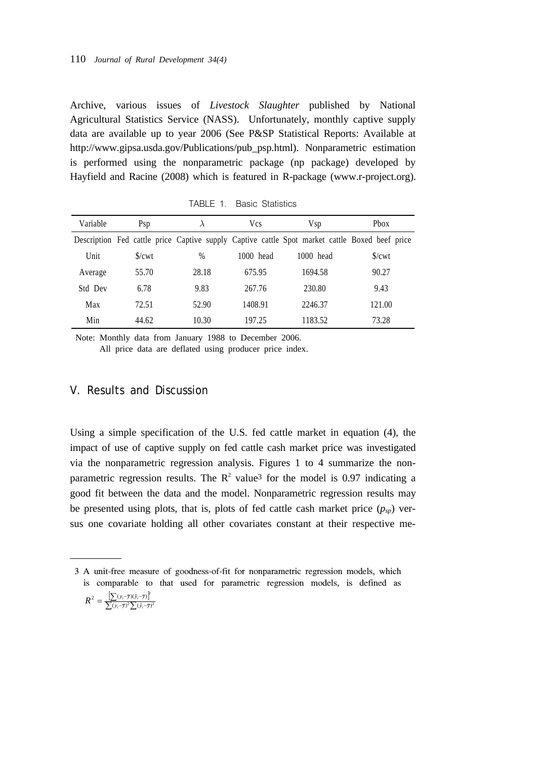Archive, various issues of *Livestock Slaughter* published by National Agricultural Statistics Service (NASS). Unfortunately, monthly captive supply data are available up to year 2006 (See P&SP Statistical Reports: Available at http://www.gipsa.usda.gov/Publications/pub_psp.html). Nonparametric estimation is performed using the nonparametric package (np package) developed by Hayfield and Racine (2008) which is featured in R-package (www.r-project.org).

TABLE 1. Basic Statistics

| Variable | Psp | $\lambda$ | Vcs | Vsp | Pbox |
|---|---|---|---|---|---|
| Description | Fed cattle price | Captive supply | Captive cattle | Spot market cattle | Boxed beef price |
| Unit | \$/cwt | % | 1000 head | 1000 head | \$/cwt |
| Average | 55.70 | 28.18 | 675.95 | 1694.58 | 90.27 |
| Std Dev | 6.78 | 9.83 | 267.76 | 230.80 | 9.43 |
| Max | 72.51 | 52.90 | 1408.91 | 2246.37 | 121.00 |
| Min | 44.62 | 10.30 | 197.25 | 1183.52 | 73.28 |

Note: Monthly data from January 1988 to December 2006.
All price data are deflated using producer price index.

## V. Results and Discussion

Using a simple specification of the U.S. fed cattle market in equation (4), the impact of use of captive supply on fed cattle cash market price was investigated via the nonparametric regression analysis. Figures 1 to 4 summarize the nonparametric regression results. The $R^2$ value[3] for the model is 0.97 indicating a good fit between the data and the model. Nonparametric regression results may be presented using plots, that is, plots of fed cattle cash market price ($p_{sp}$) versus one covariate holding all other covariates constant at their respective me-

---

3 A unit-free measure of goodness-of-fit for nonparametric regression models, which is comparable to that used for parametric regression models, is defined as $R^2 = \frac{\left[\sum (y_i - \bar{y})(\hat{y}_i - \bar{y})\right]^2}{\sum (y_i - \bar{y})^2 \sum (\hat{y}_i - \bar{y})^2}$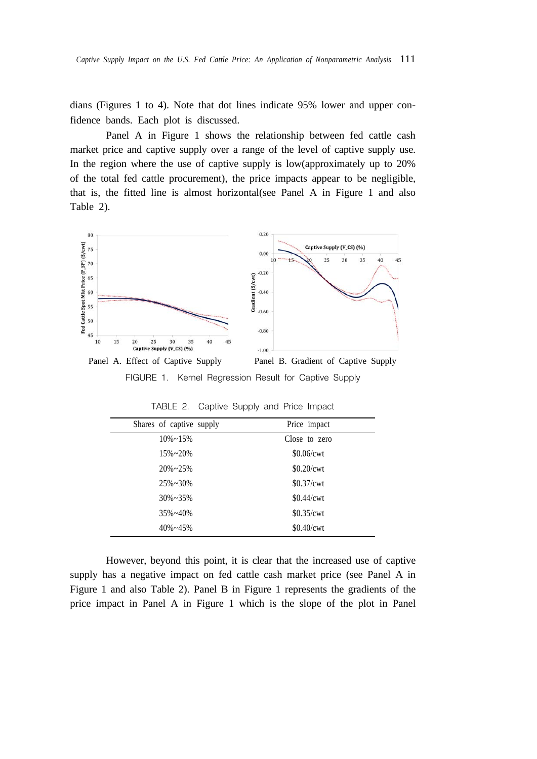dians (Figures 1 to 4). Note that dot lines indicate 95% lower and upper confidence bands. Each plot is discussed.

Panel A in Figure 1 shows the relationship between fed cattle cash market price and captive supply over a range of the level of captive supply use. In the region where the use of captive supply is low(approximately up to 20% of the total fed cattle procurement), the price impacts appear to be negligible, that is, the fitted line is almost horizontal(see Panel A in Figure 1 and also Table 2).

Panel A. Effect of Captive Supply　　Panel B. Gradient of Captive Supply

FIGURE 1. Kernel Regression Result for Captive Supply

TABLE 2. Captive Supply and Price Impact

| Shares of captive supply | Price impact |
|---|---|
| 10%~15% | Close to zero |
| 15%~20% | $0.06/cwt |
| 20%~25% | $0.20/cwt |
| 25%~30% | $0.37/cwt |
| 30%~35% | $0.44/cwt |
| 35%~40% | $0.35/cwt |
| 40%~45% | $0.40/cwt |

However, beyond this point, it is clear that the increased use of captive supply has a negative impact on fed cattle cash market price (see Panel A in Figure 1 and also Table 2). Panel B in Figure 1 represents the gradients of the price impact in Panel A in Figure 1 which is the slope of the plot in Panel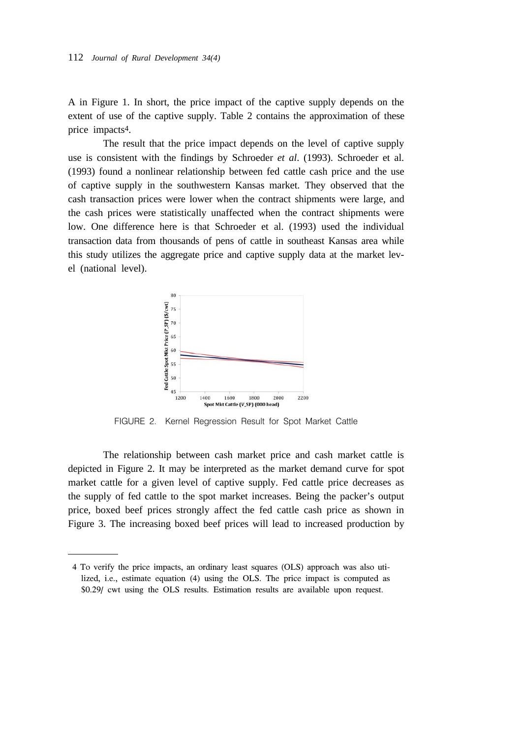A in Figure 1. In short, the price impact of the captive supply depends on the extent of use of the captive supply. Table 2 contains the approximation of these price impacts[4].

The result that the price impact depends on the level of captive supply use is consistent with the findings by Schroeder *et al*. (1993). Schroeder et al. (1993) found a nonlinear relationship between fed cattle cash price and the use of captive supply in the southwestern Kansas market. They observed that the cash transaction prices were lower when the contract shipments were large, and the cash prices were statistically unaffected when the contract shipments were low. One difference here is that Schroeder et al. (1993) used the individual transaction data from thousands of pens of cattle in southeast Kansas area while this study utilizes the aggregate price and captive supply data at the market level (national level).

FIGURE 2. Kernel Regression Result for Spot Market Cattle

The relationship between cash market price and cash market cattle is depicted in Figure 2. It may be interpreted as the market demand curve for spot market cattle for a given level of captive supply. Fed cattle price decreases as the supply of fed cattle to the spot market increases. Being the packer's output price, boxed beef prices strongly affect the fed cattle cash price as shown in Figure 3. The increasing boxed beef prices will lead to increased production by

---

4 To verify the price impacts, an ordinary least squares (OLS) approach was also utilized, i.e., estimate equation (4) using the OLS. The price impact is computed as \$0.29/ cwt using the OLS results. Estimation results are available upon request.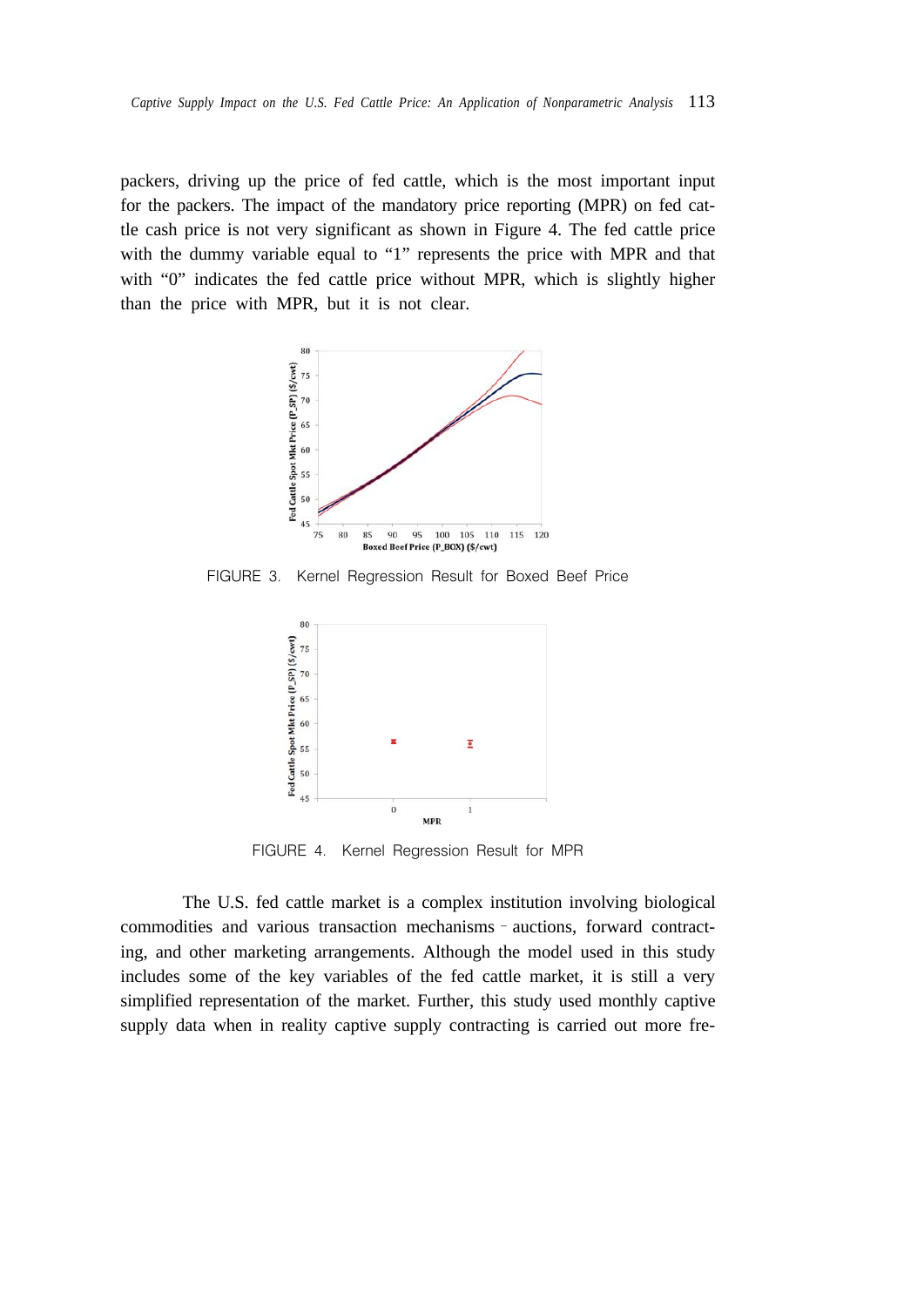packers, driving up the price of fed cattle, which is the most important input for the packers. The impact of the mandatory price reporting (MPR) on fed cattle cash price is not very significant as shown in Figure 4. The fed cattle price with the dummy variable equal to "1" represents the price with MPR and that with "0" indicates the fed cattle price without MPR, which is slightly higher than the price with MPR, but it is not clear.

FIGURE 3. Kernel Regression Result for Boxed Beef Price

FIGURE 4. Kernel Regression Result for MPR

The U.S. fed cattle market is a complex institution involving biological commodities and various transaction mechanisms – auctions, forward contracting, and other marketing arrangements. Although the model used in this study includes some of the key variables of the fed cattle market, it is still a very simplified representation of the market. Further, this study used monthly captive supply data when in reality captive supply contracting is carried out more fre-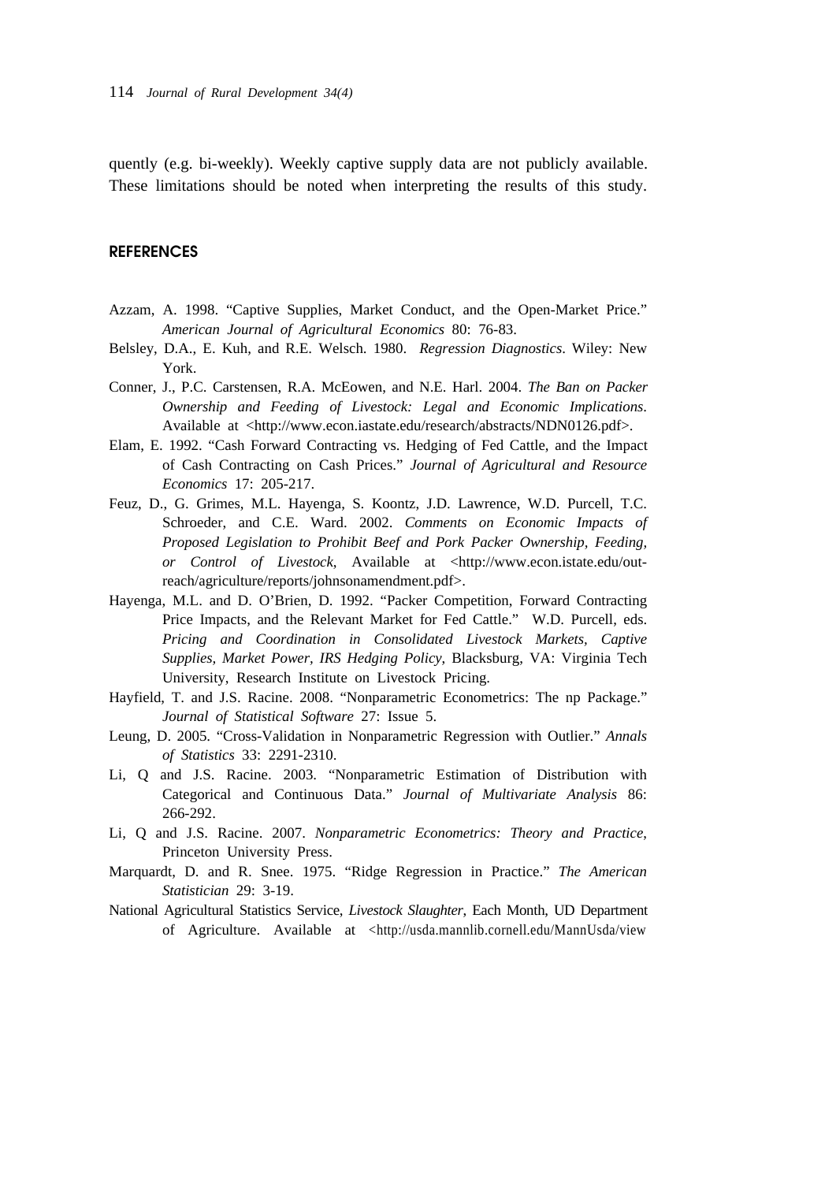quently (e.g. bi-weekly). Weekly captive supply data are not publicly available. These limitations should be noted when interpreting the results of this study.

## REFERENCES

Azzam, A. 1998. "Captive Supplies, Market Conduct, and the Open-Market Price." *American Journal of Agricultural Economics* 80: 76-83.

Belsley, D.A., E. Kuh, and R.E. Welsch. 1980. *Regression Diagnostics*. Wiley: New York.

Conner, J., P.C. Carstensen, R.A. McEowen, and N.E. Harl. 2004. *The Ban on Packer Ownership and Feeding of Livestock: Legal and Economic Implications*. Available at <http://www.econ.iastate.edu/research/abstracts/NDN0126.pdf>.

Elam, E. 1992. "Cash Forward Contracting vs. Hedging of Fed Cattle, and the Impact of Cash Contracting on Cash Prices." *Journal of Agricultural and Resource Economics* 17: 205-217.

Feuz, D., G. Grimes, M.L. Hayenga, S. Koontz, J.D. Lawrence, W.D. Purcell, T.C. Schroeder, and C.E. Ward. 2002. *Comments on Economic Impacts of Proposed Legislation to Prohibit Beef and Pork Packer Ownership, Feeding, or Control of Livestock*, Available at <http://www.econ.istate.edu/out-reach/agriculture/reports/johnsonamendment.pdf>.

Hayenga, M.L. and D. O'Brien, D. 1992. "Packer Competition, Forward Contracting Price Impacts, and the Relevant Market for Fed Cattle." W.D. Purcell, eds. *Pricing and Coordination in Consolidated Livestock Markets, Captive Supplies, Market Power, IRS Hedging Policy,* Blacksburg, VA: Virginia Tech University, Research Institute on Livestock Pricing.

Hayfield, T. and J.S. Racine. 2008. "Nonparametric Econometrics: The np Package." *Journal of Statistical Software* 27: Issue 5.

Leung, D. 2005. "Cross-Validation in Nonparametric Regression with Outlier." *Annals of Statistics* 33: 2291-2310.

Li, Q and J.S. Racine. 2003. "Nonparametric Estimation of Distribution with Categorical and Continuous Data." *Journal of Multivariate Analysis* 86: 266-292.

Li, Q and J.S. Racine. 2007. *Nonparametric Econometrics: Theory and Practice*, Princeton University Press.

Marquardt, D. and R. Snee. 1975. "Ridge Regression in Practice." *The American Statistician* 29: 3-19.

National Agricultural Statistics Service, *Livestock Slaughter*, Each Month, UD Department of Agriculture. Available at <http://usda.mannlib.cornell.edu/MannUsda/view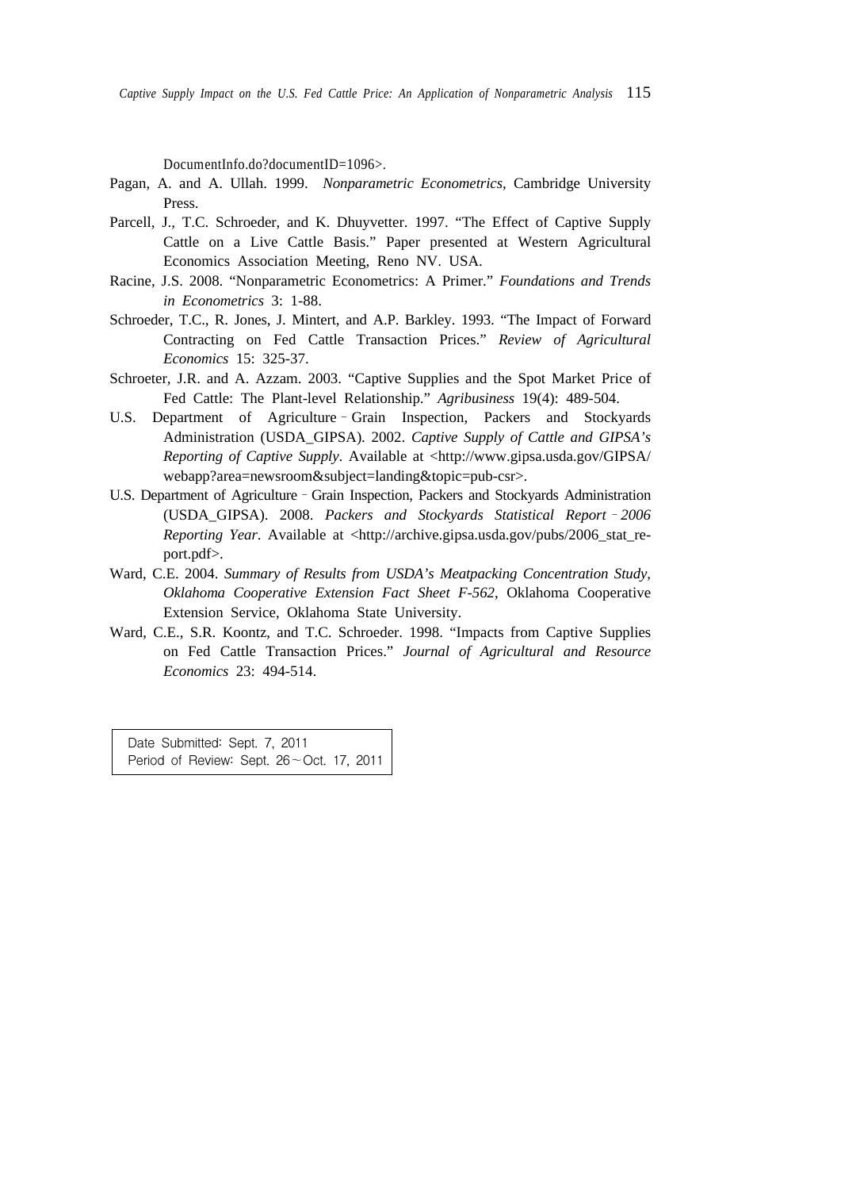DocumentInfo.do?documentID=1096>.

Pagan, A. and A. Ullah. 1999. *Nonparametric Econometrics*, Cambridge University Press.

Parcell, J., T.C. Schroeder, and K. Dhuyvetter. 1997. "The Effect of Captive Supply Cattle on a Live Cattle Basis." Paper presented at Western Agricultural Economics Association Meeting, Reno NV. USA.

Racine, J.S. 2008. "Nonparametric Econometrics: A Primer." *Foundations and Trends in Econometrics* 3: 1-88.

Schroeder, T.C., R. Jones, J. Mintert, and A.P. Barkley. 1993. "The Impact of Forward Contracting on Fed Cattle Transaction Prices." *Review of Agricultural Economics* 15: 325-37.

Schroeter, J.R. and A. Azzam. 2003. "Captive Supplies and the Spot Market Price of Fed Cattle: The Plant-level Relationship." *Agribusiness* 19(4): 489-504.

U.S. Department of Agriculture – Grain Inspection, Packers and Stockyards Administration (USDA_GIPSA). 2002. *Captive Supply of Cattle and GIPSA's Reporting of Captive Supply*. Available at <http://www.gipsa.usda.gov/GIPSA/webapp?area=newsroom&subject=landing&topic=pub-csr>.

U.S. Department of Agriculture – Grain Inspection, Packers and Stockyards Administration (USDA_GIPSA). 2008. *Packers and Stockyards Statistical Report – 2006 Reporting Year*. Available at <http://archive.gipsa.usda.gov/pubs/2006_stat_report.pdf>.

Ward, C.E. 2004. *Summary of Results from USDA's Meatpacking Concentration Study, Oklahoma Cooperative Extension Fact Sheet F-562*, Oklahoma Cooperative Extension Service, Oklahoma State University.

Ward, C.E., S.R. Koontz, and T.C. Schroeder. 1998. "Impacts from Captive Supplies on Fed Cattle Transaction Prices." *Journal of Agricultural and Resource Economics* 23: 494-514.

Date Submitted: Sept. 7, 2011
Period of Review: Sept. 26～Oct. 17, 2011